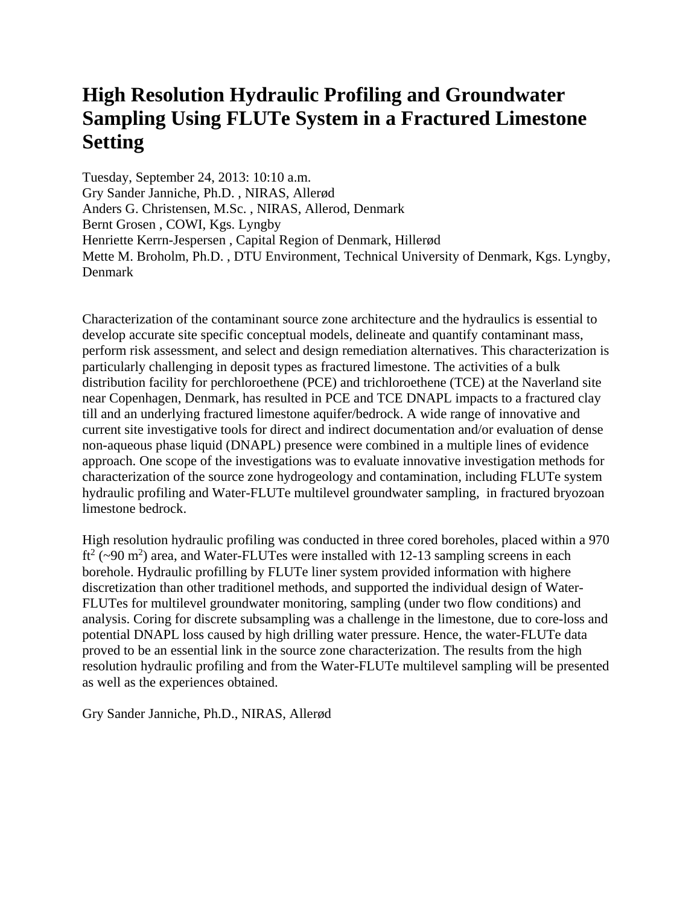# High Resolution Hydraulic Profiling and Groundwater Sampling Using FLUTe System in a Fractured Limestone Setting

Tuesday, September 24, 2013: 10:10 a.m.
Gry Sander Janniche, Ph.D. , NIRAS, Allerød
Anders G. Christensen, M.Sc. , NIRAS, Allerod, Denmark
Bernt Grosen , COWI, Kgs. Lyngby
Henriette Kerrn-Jespersen , Capital Region of Denmark, Hillerød
Mette M. Broholm, Ph.D. , DTU Environment, Technical University of Denmark, Kgs. Lyngby, Denmark

Characterization of the contaminant source zone architecture and the hydraulics is essential to develop accurate site specific conceptual models, delineate and quantify contaminant mass, perform risk assessment, and select and design remediation alternatives. This characterization is particularly challenging in deposit types as fractured limestone. The activities of a bulk distribution facility for perchloroethene (PCE) and trichloroethene (TCE) at the Naverland site near Copenhagen, Denmark, has resulted in PCE and TCE DNAPL impacts to a fractured clay till and an underlying fractured limestone aquifer/bedrock. A wide range of innovative and current site investigative tools for direct and indirect documentation and/or evaluation of dense non-aqueous phase liquid (DNAPL) presence were combined in a multiple lines of evidence approach. One scope of the investigations was to evaluate innovative investigation methods for characterization of the source zone hydrogeology and contamination, including FLUTe system hydraulic profiling and Water-FLUTe multilevel groundwater sampling, in fractured bryozoan limestone bedrock.

High resolution hydraulic profiling was conducted in three cored boreholes, placed within a 970 $ft^2$ (~90 $m^2$) area, and Water-FLUTes were installed with 12-13 sampling screens in each borehole. Hydraulic profilling by FLUTe liner system provided information with highere discretization than other traditionel methods, and supported the individual design of Water-FLUTes for multilevel groundwater monitoring, sampling (under two flow conditions) and analysis. Coring for discrete subsampling was a challenge in the limestone, due to core-loss and potential DNAPL loss caused by high drilling water pressure. Hence, the water-FLUTe data proved to be an essential link in the source zone characterization. The results from the high resolution hydraulic profiling and from the Water-FLUTe multilevel sampling will be presented as well as the experiences obtained.

Gry Sander Janniche, Ph.D., NIRAS, Allerød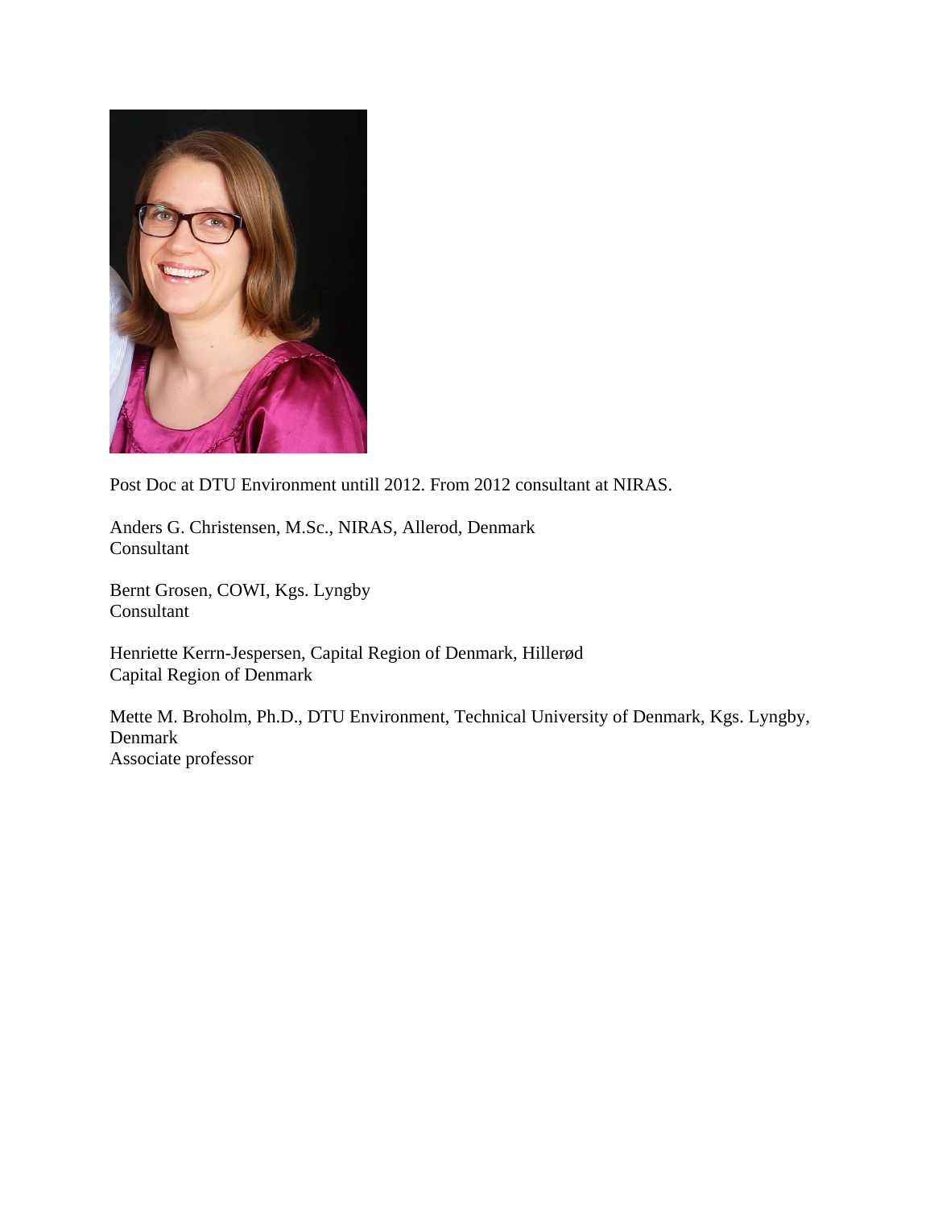Post Doc at DTU Environment untill 2012. From 2012 consultant at NIRAS.

Anders G. Christensen, M.Sc., NIRAS, Allerod, Denmark
Consultant

Bernt Grosen, COWI, Kgs. Lyngby
Consultant

Henriette Kerrn-Jespersen, Capital Region of Denmark, Hillerød
Capital Region of Denmark

Mette M. Broholm, Ph.D., DTU Environment, Technical University of Denmark, Kgs. Lyngby, Denmark
Associate professor